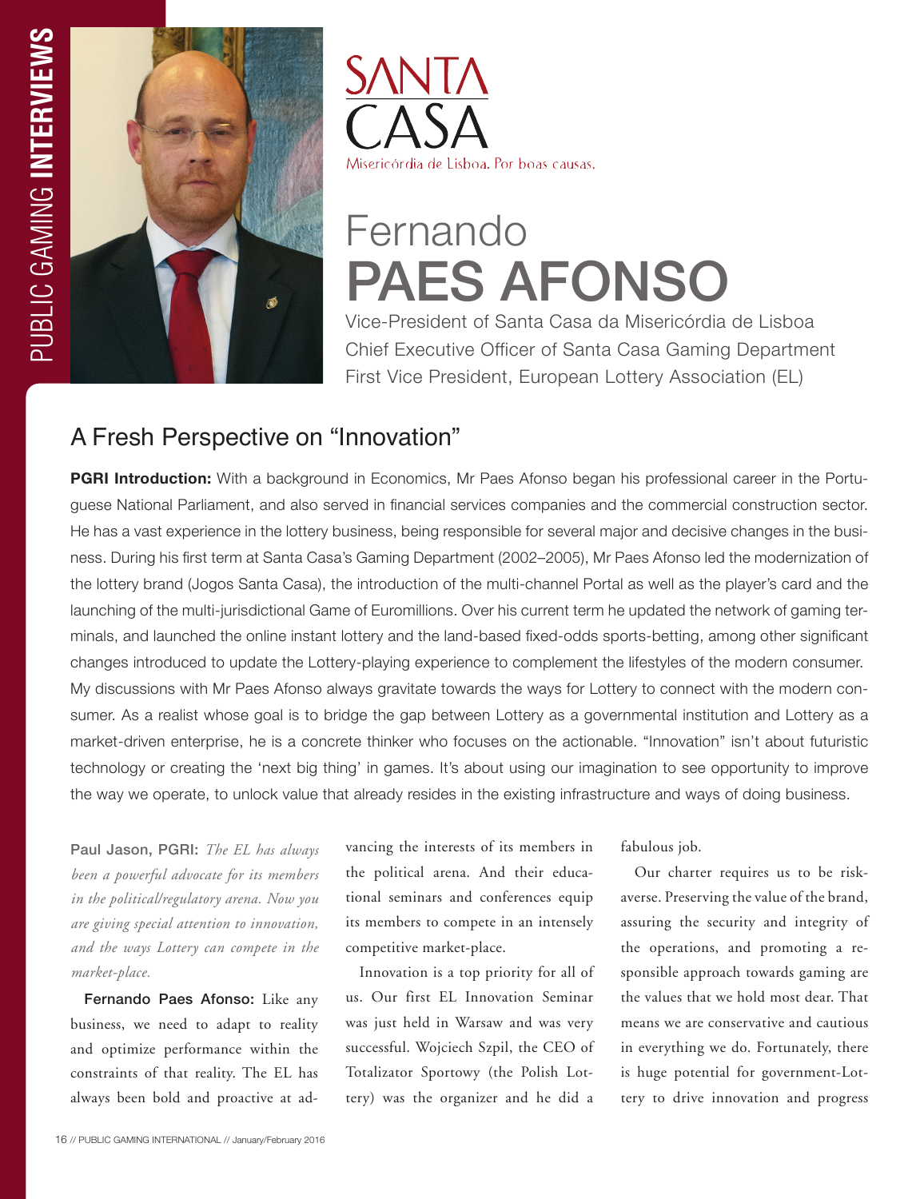SANTA CASA

Misericórdia de Lisboa. Por boas causas.

# Fernando PAES AFONSO

Vice-President of Santa Casa da Misericórdia de Lisboa
Chief Executive Officer of Santa Casa Gaming Department
First Vice President, European Lottery Association (EL)

## A Fresh Perspective on "Innovation"

**PGRI Introduction:** With a background in Economics, Mr Paes Afonso began his professional career in the Portuguese National Parliament, and also served in financial services companies and the commercial construction sector. He has a vast experience in the lottery business, being responsible for several major and decisive changes in the business. During his first term at Santa Casa's Gaming Department (2002–2005), Mr Paes Afonso led the modernization of the lottery brand (Jogos Santa Casa), the introduction of the multi-channel Portal as well as the player's card and the launching of the multi-jurisdictional Game of Euromillions. Over his current term he updated the network of gaming terminals, and launched the online instant lottery and the land-based fixed-odds sports-betting, among other significant changes introduced to update the Lottery-playing experience to complement the lifestyles of the modern consumer.
My discussions with Mr Paes Afonso always gravitate towards the ways for Lottery to connect with the modern consumer. As a realist whose goal is to bridge the gap between Lottery as a governmental institution and Lottery as a market-driven enterprise, he is a concrete thinker who focuses on the actionable. "Innovation" isn't about futuristic technology or creating the 'next big thing' in games. It's about using our imagination to see opportunity to improve the way we operate, to unlock value that already resides in the existing infrastructure and ways of doing business.

**Paul Jason, PGRI:** *The EL has always been a powerful advocate for its members in the political/regulatory arena. Now you are giving special attention to innovation, and the ways Lottery can compete in the market-place.*

**Fernando Paes Afonso:** Like any business, we need to adapt to reality and optimize performance within the constraints of that reality. The EL has always been bold and proactive at advancing the interests of its members in the political arena. And their educational seminars and conferences equip its members to compete in an intensely competitive market-place.

Innovation is a top priority for all of us. Our first EL Innovation Seminar was just held in Warsaw and was very successful. Wojciech Szpil, the CEO of Totalizator Sportowy (the Polish Lottery) was the organizer and he did a fabulous job.

Our charter requires us to be risk-averse. Preserving the value of the brand, assuring the security and integrity of the operations, and promoting a responsible approach towards gaming are the values that we hold most dear. That means we are conservative and cautious in everything we do. Fortunately, there is huge potential for government-Lottery to drive innovation and progress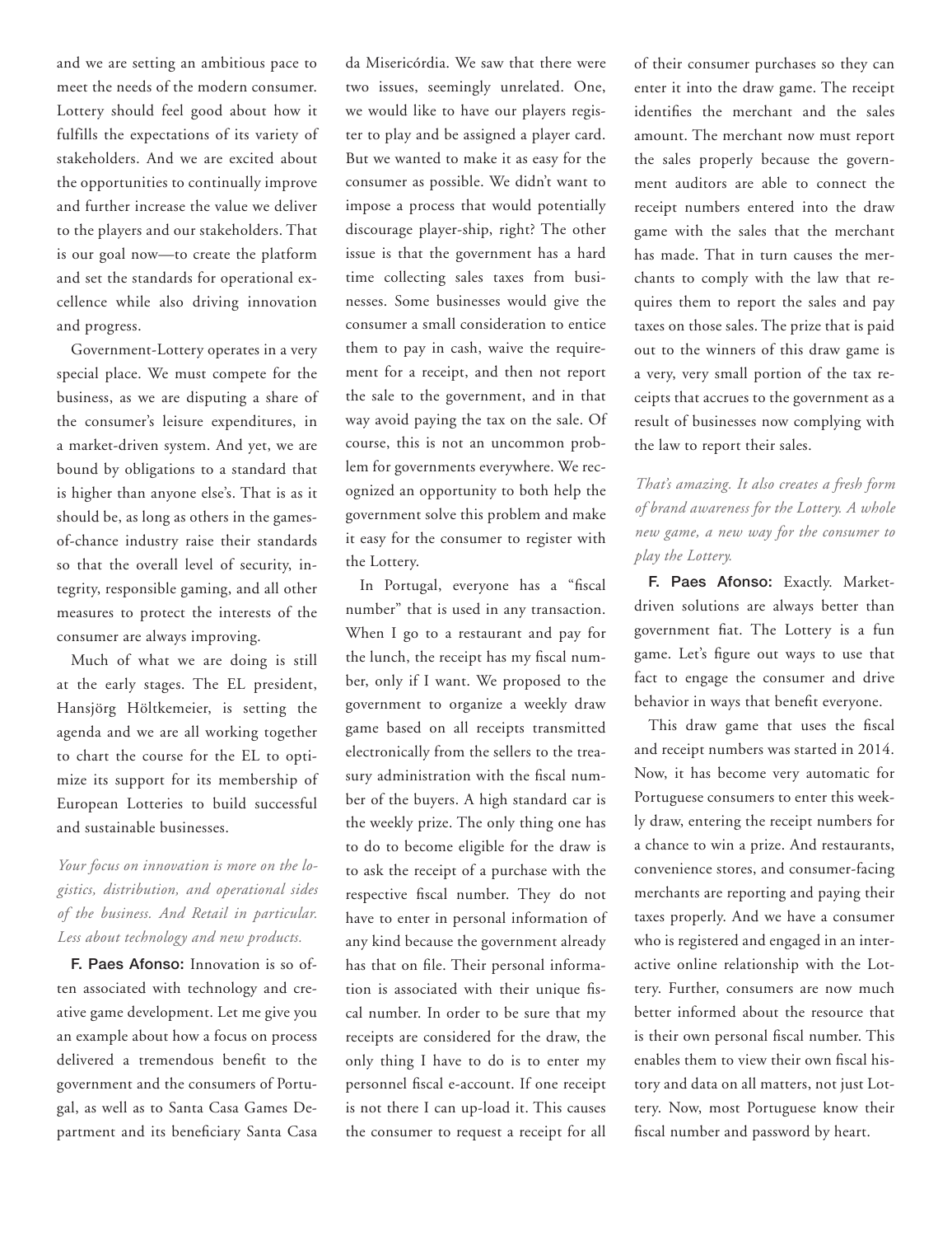and we are setting an ambitious pace to meet the needs of the modern consumer. Lottery should feel good about how it fulfills the expectations of its variety of stakeholders. And we are excited about the opportunities to continually improve and further increase the value we deliver to the players and our stakeholders. That is our goal now—to create the platform and set the standards for operational excellence while also driving innovation and progress.

Government-Lottery operates in a very special place. We must compete for the business, as we are disputing a share of the consumer's leisure expenditures, in a market-driven system. And yet, we are bound by obligations to a standard that is higher than anyone else's. That is as it should be, as long as others in the games-of-chance industry raise their standards so that the overall level of security, integrity, responsible gaming, and all other measures to protect the interests of the consumer are always improving.

Much of what we are doing is still at the early stages. The EL president, Hansjörg Höltkemeier, is setting the agenda and we are all working together to chart the course for the EL to optimize its support for its membership of European Lotteries to build successful and sustainable businesses.

*Your focus on innovation is more on the logistics, distribution, and operational sides of the business. And Retail in particular. Less about technology and new products.*

**F. Paes Afonso:** Innovation is so often associated with technology and creative game development. Let me give you an example about how a focus on process delivered a tremendous benefit to the government and the consumers of Portugal, as well as to Santa Casa Games Department and its beneficiary Santa Casa da Misericórdia. We saw that there were two issues, seemingly unrelated. One, we would like to have our players register to play and be assigned a player card. But we wanted to make it as easy for the consumer as possible. We didn't want to impose a process that would potentially discourage player-ship, right? The other issue is that the government has a hard time collecting sales taxes from businesses. Some businesses would give the consumer a small consideration to entice them to pay in cash, waive the requirement for a receipt, and then not report the sale to the government, and in that way avoid paying the tax on the sale. Of course, this is not an uncommon problem for governments everywhere. We recognized an opportunity to both help the government solve this problem and make it easy for the consumer to register with the Lottery.

In Portugal, everyone has a "fiscal number" that is used in any transaction. When I go to a restaurant and pay for the lunch, the receipt has my fiscal number, only if I want. We proposed to the government to organize a weekly draw game based on all receipts transmitted electronically from the sellers to the treasury administration with the fiscal number of the buyers. A high standard car is the weekly prize. The only thing one has to do to become eligible for the draw is to ask the receipt of a purchase with the respective fiscal number. They do not have to enter in personal information of any kind because the government already has that on file. Their personal information is associated with their unique fiscal number. In order to be sure that my receipts are considered for the draw, the only thing I have to do is to enter my personnel fiscal e-account. If one receipt is not there I can up-load it. This causes the consumer to request a receipt for all of their consumer purchases so they can enter it into the draw game. The receipt identifies the merchant and the sales amount. The merchant now must report the sales properly because the government auditors are able to connect the receipt numbers entered into the draw game with the sales that the merchant has made. That in turn causes the merchants to comply with the law that requires them to report the sales and pay taxes on those sales. The prize that is paid out to the winners of this draw game is a very, very small portion of the tax receipts that accrues to the government as a result of businesses now complying with the law to report their sales.

*That's amazing. It also creates a fresh form of brand awareness for the Lottery. A whole new game, a new way for the consumer to play the Lottery.*

**F. Paes Afonso:** Exactly. Market-driven solutions are always better than government fiat. The Lottery is a fun game. Let's figure out ways to use that fact to engage the consumer and drive behavior in ways that benefit everyone.

This draw game that uses the fiscal and receipt numbers was started in 2014. Now, it has become very automatic for Portuguese consumers to enter this weekly draw, entering the receipt numbers for a chance to win a prize. And restaurants, convenience stores, and consumer-facing merchants are reporting and paying their taxes properly. And we have a consumer who is registered and engaged in an interactive online relationship with the Lottery. Further, consumers are now much better informed about the resource that is their own personal fiscal number. This enables them to view their own fiscal history and data on all matters, not just Lottery. Now, most Portuguese know their fiscal number and password by heart.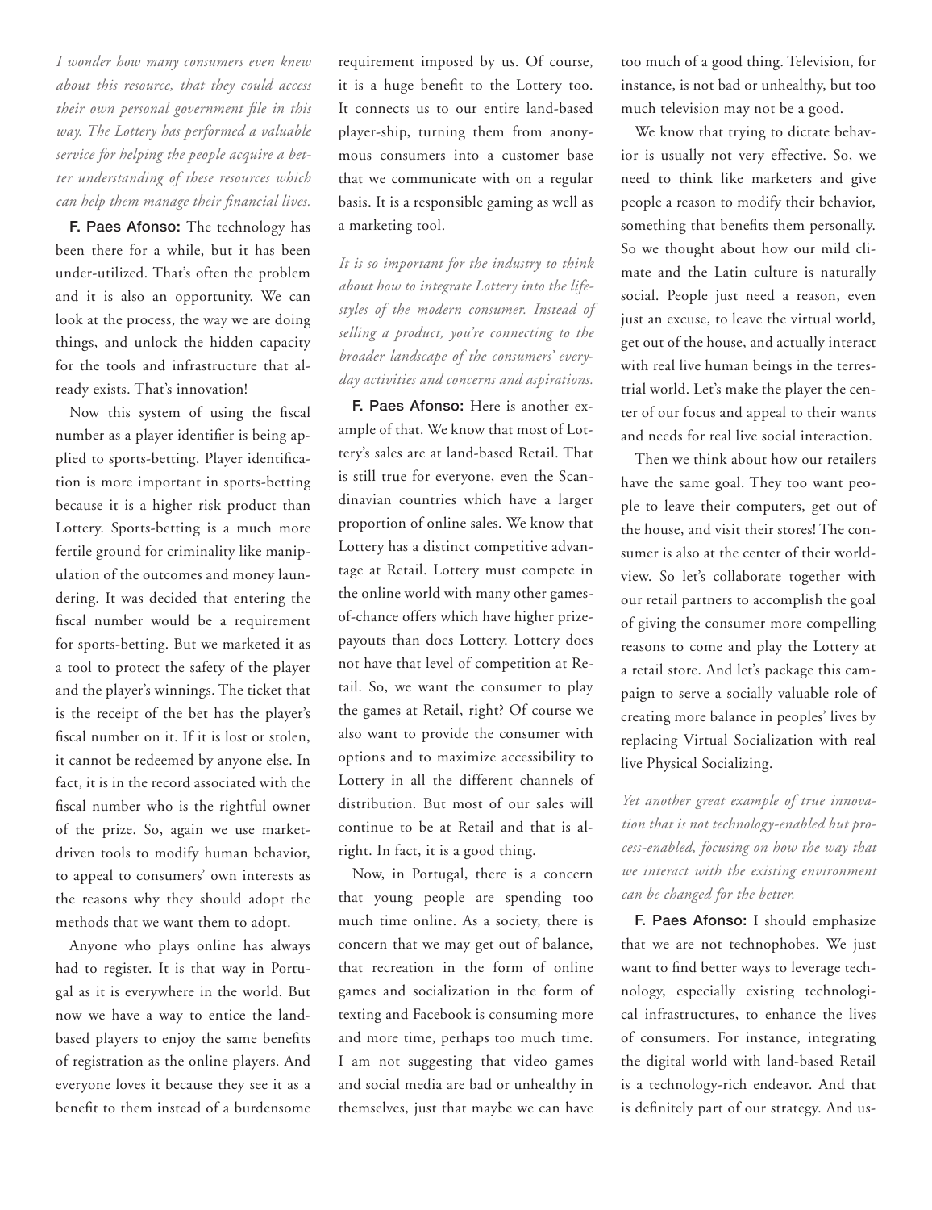*I wonder how many consumers even knew about this resource, that they could access their own personal government file in this way. The Lottery has performed a valuable service for helping the people acquire a better understanding of these resources which can help them manage their financial lives.*

**F. Paes Afonso:** The technology has been there for a while, but it has been under-utilized. That's often the problem and it is also an opportunity. We can look at the process, the way we are doing things, and unlock the hidden capacity for the tools and infrastructure that already exists. That's innovation!

Now this system of using the fiscal number as a player identifier is being applied to sports-betting. Player identification is more important in sports-betting because it is a higher risk product than Lottery. Sports-betting is a much more fertile ground for criminality like manipulation of the outcomes and money laundering. It was decided that entering the fiscal number would be a requirement for sports-betting. But we marketed it as a tool to protect the safety of the player and the player's winnings. The ticket that is the receipt of the bet has the player's fiscal number on it. If it is lost or stolen, it cannot be redeemed by anyone else. In fact, it is in the record associated with the fiscal number who is the rightful owner of the prize. So, again we use market-driven tools to modify human behavior, to appeal to consumers' own interests as the reasons why they should adopt the methods that we want them to adopt.

Anyone who plays online has always had to register. It is that way in Portugal as it is everywhere in the world. But now we have a way to entice the land-based players to enjoy the same benefits of registration as the online players. And everyone loves it because they see it as a benefit to them instead of a burdensome requirement imposed by us. Of course, it is a huge benefit to the Lottery too. It connects us to our entire land-based player-ship, turning them from anonymous consumers into a customer base that we communicate with on a regular basis. It is a responsible gaming as well as a marketing tool.

*It is so important for the industry to think about how to integrate Lottery into the lifestyles of the modern consumer. Instead of selling a product, you're connecting to the broader landscape of the consumers' everyday activities and concerns and aspirations.*

**F. Paes Afonso:** Here is another example of that. We know that most of Lottery's sales are at land-based Retail. That is still true for everyone, even the Scandinavian countries which have a larger proportion of online sales. We know that Lottery has a distinct competitive advantage at Retail. Lottery must compete in the online world with many other games-of-chance offers which have higher prize-payouts than does Lottery. Lottery does not have that level of competition at Retail. So, we want the consumer to play the games at Retail, right? Of course we also want to provide the consumer with options and to maximize accessibility to Lottery in all the different channels of distribution. But most of our sales will continue to be at Retail and that is alright. In fact, it is a good thing.

Now, in Portugal, there is a concern that young people are spending too much time online. As a society, there is concern that we may get out of balance, that recreation in the form of online games and socialization in the form of texting and Facebook is consuming more and more time, perhaps too much time. I am not suggesting that video games and social media are bad or unhealthy in themselves, just that maybe we can have too much of a good thing. Television, for instance, is not bad or unhealthy, but too much television may not be a good.

We know that trying to dictate behavior is usually not very effective. So, we need to think like marketers and give people a reason to modify their behavior, something that benefits them personally. So we thought about how our mild climate and the Latin culture is naturally social. People just need a reason, even just an excuse, to leave the virtual world, get out of the house, and actually interact with real live human beings in the terrestrial world. Let's make the player the center of our focus and appeal to their wants and needs for real live social interaction.

Then we think about how our retailers have the same goal. They too want people to leave their computers, get out of the house, and visit their stores! The consumer is also at the center of their worldview. So let's collaborate together with our retail partners to accomplish the goal of giving the consumer more compelling reasons to come and play the Lottery at a retail store. And let's package this campaign to serve a socially valuable role of creating more balance in peoples' lives by replacing Virtual Socialization with real live Physical Socializing.

*Yet another great example of true innovation that is not technology-enabled but process-enabled, focusing on how the way that we interact with the existing environment can be changed for the better.*

**F. Paes Afonso:** I should emphasize that we are not technophobes. We just want to find better ways to leverage technology, especially existing technological infrastructures, to enhance the lives of consumers. For instance, integrating the digital world with land-based Retail is a technology-rich endeavor. And that is definitely part of our strategy. And us-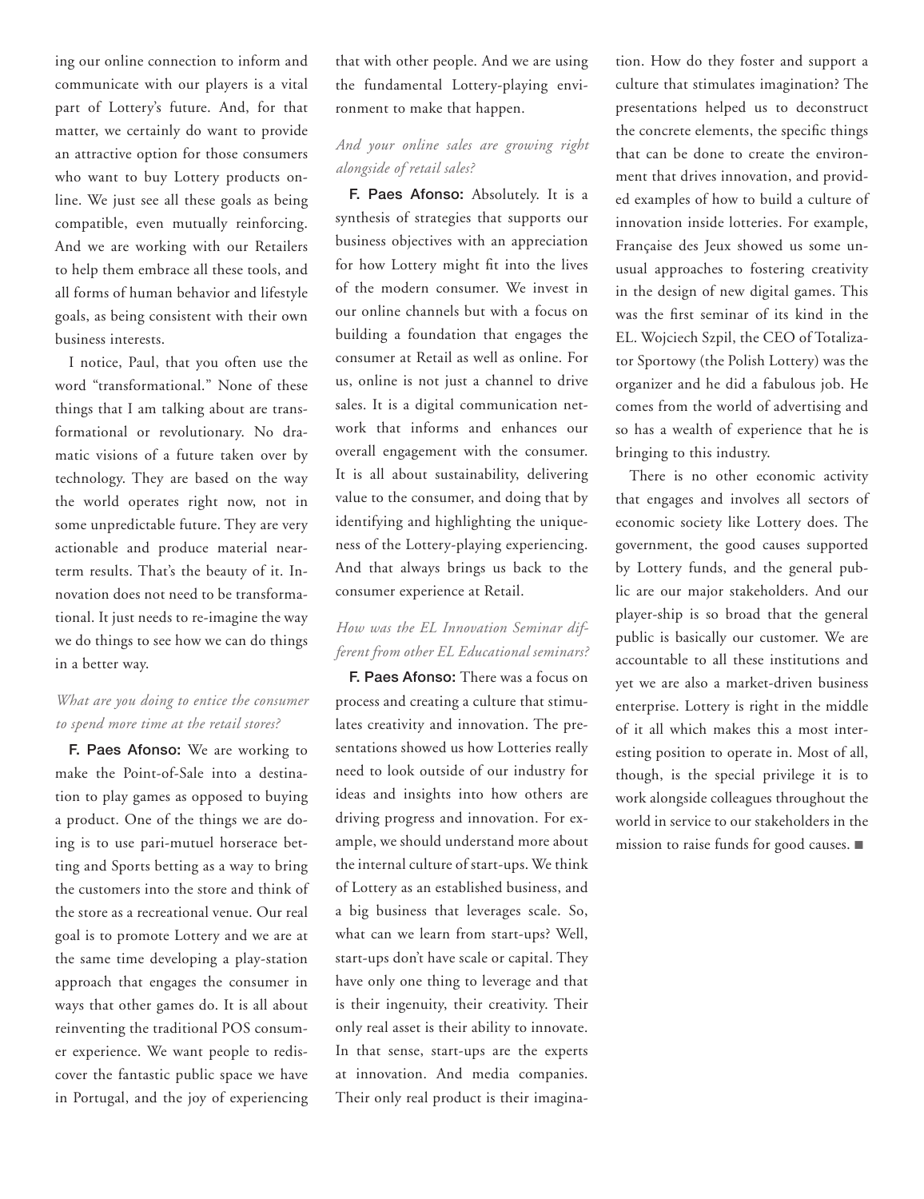ing our online connection to inform and communicate with our players is a vital part of Lottery's future. And, for that matter, we certainly do want to provide an attractive option for those consumers who want to buy Lottery products online. We just see all these goals as being compatible, even mutually reinforcing. And we are working with our Retailers to help them embrace all these tools, and all forms of human behavior and lifestyle goals, as being consistent with their own business interests.

I notice, Paul, that you often use the word "transformational." None of these things that I am talking about are transformational or revolutionary. No dramatic visions of a future taken over by technology. They are based on the way the world operates right now, not in some unpredictable future. They are very actionable and produce material near-term results. That's the beauty of it. Innovation does not need to be transformational. It just needs to re-imagine the way we do things to see how we can do things in a better way.

*What are you doing to entice the consumer to spend more time at the retail stores?*

**F. Paes Afonso:** We are working to make the Point-of-Sale into a destination to play games as opposed to buying a product. One of the things we are doing is to use pari-mutuel horserace betting and Sports betting as a way to bring the customers into the store and think of the store as a recreational venue. Our real goal is to promote Lottery and we are at the same time developing a play-station approach that engages the consumer in ways that other games do. It is all about reinventing the traditional POS consumer experience. We want people to rediscover the fantastic public space we have in Portugal, and the joy of experiencing that with other people. And we are using the fundamental Lottery-playing environment to make that happen.

*And your online sales are growing right alongside of retail sales?*

**F. Paes Afonso:** Absolutely. It is a synthesis of strategies that supports our business objectives with an appreciation for how Lottery might fit into the lives of the modern consumer. We invest in our online channels but with a focus on building a foundation that engages the consumer at Retail as well as online. For us, online is not just a channel to drive sales. It is a digital communication network that informs and enhances our overall engagement with the consumer. It is all about sustainability, delivering value to the consumer, and doing that by identifying and highlighting the uniqueness of the Lottery-playing experiencing. And that always brings us back to the consumer experience at Retail.

*How was the EL Innovation Seminar different from other EL Educational seminars?*

**F. Paes Afonso:** There was a focus on process and creating a culture that stimulates creativity and innovation. The presentations showed us how Lotteries really need to look outside of our industry for ideas and insights into how others are driving progress and innovation. For example, we should understand more about the internal culture of start-ups. We think of Lottery as an established business, and a big business that leverages scale. So, what can we learn from start-ups? Well, start-ups don't have scale or capital. They have only one thing to leverage and that is their ingenuity, their creativity. Their only real asset is their ability to innovate. In that sense, start-ups are the experts at innovation. And media companies. Their only real product is their imagination. How do they foster and support a culture that stimulates imagination? The presentations helped us to deconstruct the concrete elements, the specific things that can be done to create the environment that drives innovation, and provided examples of how to build a culture of innovation inside lotteries. For example, Française des Jeux showed us some unusual approaches to fostering creativity in the design of new digital games. This was the first seminar of its kind in the EL. Wojciech Szpil, the CEO of Totalizator Sportowy (the Polish Lottery) was the organizer and he did a fabulous job. He comes from the world of advertising and so has a wealth of experience that he is bringing to this industry.

There is no other economic activity that engages and involves all sectors of economic society like Lottery does. The government, the good causes supported by Lottery funds, and the general public are our major stakeholders. And our player-ship is so broad that the general public is basically our customer. We are accountable to all these institutions and yet we are also a market-driven business enterprise. Lottery is right in the middle of it all which makes this a most interesting position to operate in. Most of all, though, is the special privilege it is to work alongside colleagues throughout the world in service to our stakeholders in the mission to raise funds for good causes. ■